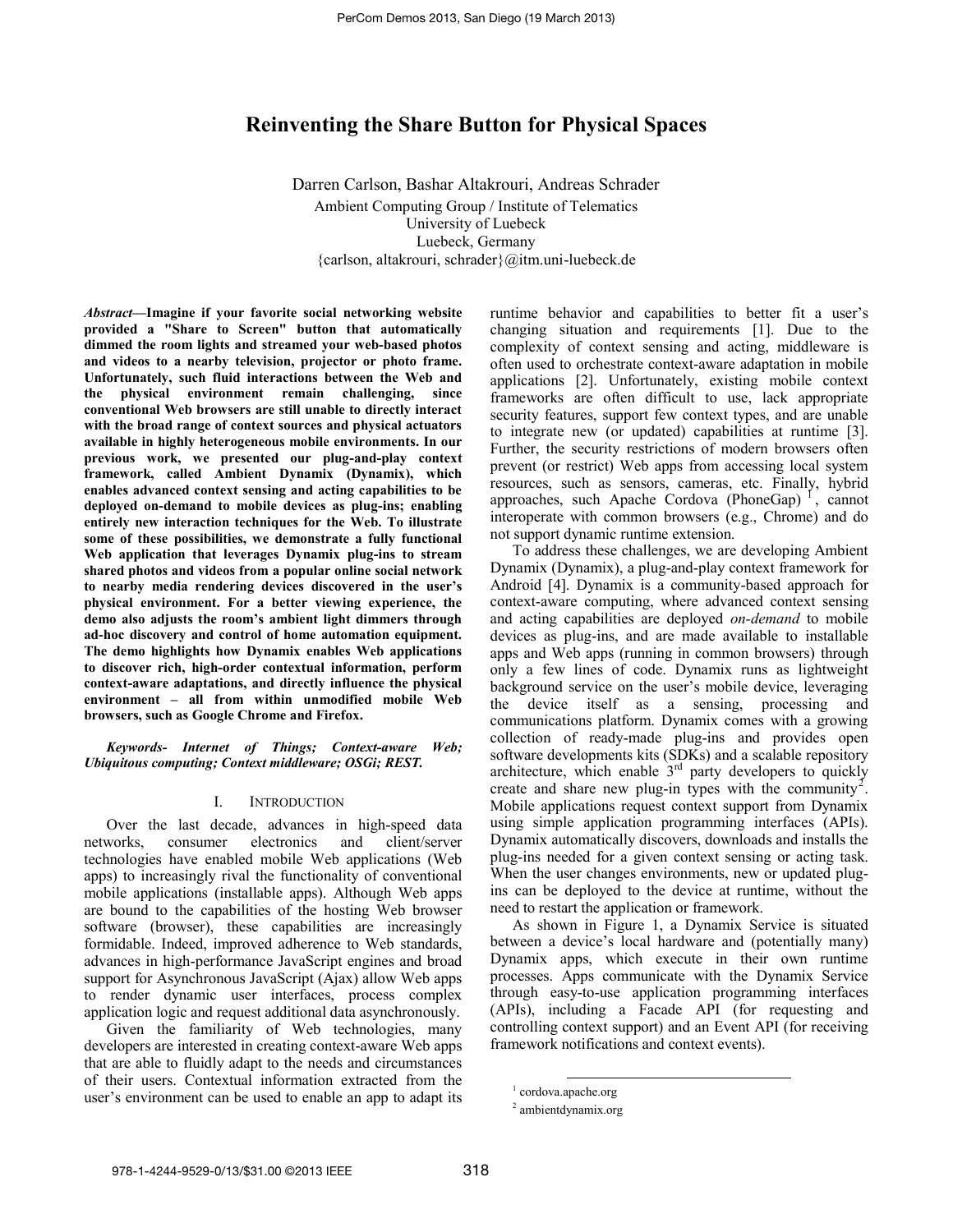# Reinventing the Share Button for Physical Spaces

Darren Carlson, Bashar Altakrouri, Andreas Schrader
Ambient Computing Group / Institute of Telematics
University of Luebeck
Luebeck, Germany
{carlson, altakrouri, schrader}@itm.uni-luebeck.de

***Abstract*—Imagine if your favorite social networking website provided a "Share to Screen" button that automatically dimmed the room lights and streamed your web-based photos and videos to a nearby television, projector or photo frame. Unfortunately, such fluid interactions between the Web and the physical environment remain challenging, since conventional Web browsers are still unable to directly interact with the broad range of context sources and physical actuators available in highly heterogeneous mobile environments. In our previous work, we presented our plug-and-play context framework, called Ambient Dynamix (Dynamix), which enables advanced context sensing and acting capabilities to be deployed on-demand to mobile devices as plug-ins; enabling entirely new interaction techniques for the Web. To illustrate some of these possibilities, we demonstrate a fully functional Web application that leverages Dynamix plug-ins to stream shared photos and videos from a popular online social network to nearby media rendering devices discovered in the user's physical environment. For a better viewing experience, the demo also adjusts the room's ambient light dimmers through ad-hoc discovery and control of home automation equipment. The demo highlights how Dynamix enables Web applications to discover rich, high-order contextual information, perform context-aware adaptations, and directly influence the physical environment – all from within unmodified mobile Web browsers, such as Google Chrome and Firefox.**

***Keywords- Internet of Things; Context-aware Web; Ubiquitous computing; Context middleware; OSGi; REST.***

## I. Introduction

Over the last decade, advances in high-speed data networks, consumer electronics and client/server technologies have enabled mobile Web applications (Web apps) to increasingly rival the functionality of conventional mobile applications (installable apps). Although Web apps are bound to the capabilities of the hosting Web browser software (browser), these capabilities are increasingly formidable. Indeed, improved adherence to Web standards, advances in high-performance JavaScript engines and broad support for Asynchronous JavaScript (Ajax) allow Web apps to render dynamic user interfaces, process complex application logic and request additional data asynchronously.

Given the familiarity of Web technologies, many developers are interested in creating context-aware Web apps that are able to fluidly adapt to the needs and circumstances of their users. Contextual information extracted from the user's environment can be used to enable an app to adapt its runtime behavior and capabilities to better fit a user's changing situation and requirements [1]. Due to the complexity of context sensing and acting, middleware is often used to orchestrate context-aware adaptation in mobile applications [2]. Unfortunately, existing mobile context frameworks are often difficult to use, lack appropriate security features, support few context types, and are unable to integrate new (or updated) capabilities at runtime [3]. Further, the security restrictions of modern browsers often prevent (or restrict) Web apps from accessing local system resources, such as sensors, cameras, etc. Finally, hybrid approaches, such Apache Cordova (PhoneGap) [1], cannot interoperate with common browsers (e.g., Chrome) and do not support dynamic runtime extension.

To address these challenges, we are developing Ambient Dynamix (Dynamix), a plug-and-play context framework for Android [4]. Dynamix is a community-based approach for context-aware computing, where advanced context sensing and acting capabilities are deployed *on-demand* to mobile devices as plug-ins, and are made available to installable apps and Web apps (running in common browsers) through only a few lines of code. Dynamix runs as lightweight background service on the user's mobile device, leveraging the device itself as a sensing, processing and communications platform. Dynamix comes with a growing collection of ready-made plug-ins and provides open software developments kits (SDKs) and a scalable repository architecture, which enable 3rd party developers to quickly create and share new plug-in types with the community [2]. Mobile applications request context support from Dynamix using simple application programming interfaces (APIs). Dynamix automatically discovers, downloads and installs the plug-ins needed for a given context sensing or acting task. When the user changes environments, new or updated plug-ins can be deployed to the device at runtime, without the need to restart the application or framework.

As shown in Figure 1, a Dynamix Service is situated between a device's local hardware and (potentially many) Dynamix apps, which execute in their own runtime processes. Apps communicate with the Dynamix Service through easy-to-use application programming interfaces (APIs), including a Facade API (for requesting and controlling context support) and an Event API (for receiving framework notifications and context events).

[1] cordova.apache.org

[2] ambientdynamix.org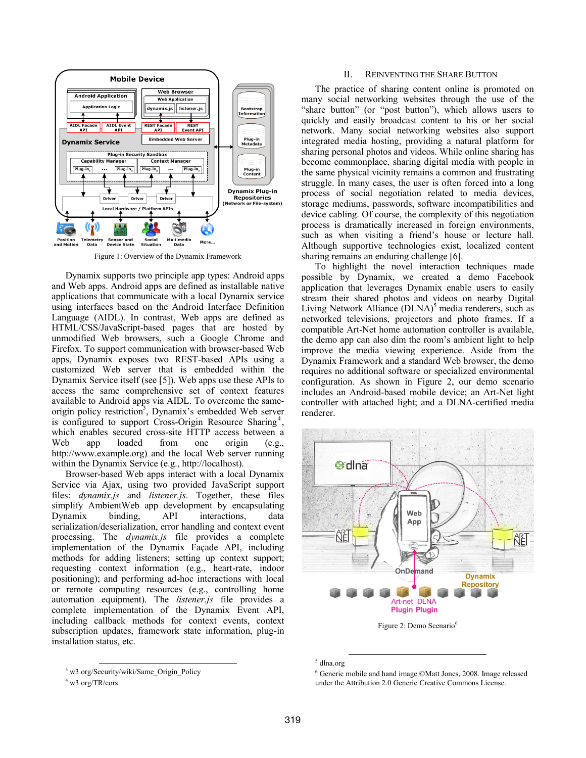Figure 1: Overview of the Dynamix Framework

Dynamix supports two principle app types: Android apps and Web apps. Android apps are defined as installable native applications that communicate with a local Dynamix service using interfaces based on the Android Interface Definition Language (AIDL). In contrast, Web apps are defined as HTML/CSS/JavaScript-based pages that are hosted by unmodified Web browsers, such a Google Chrome and Firefox. To support communication with browser-based Web apps, Dynamix exposes two REST-based APIs using a customized Web server that is embedded within the Dynamix Service itself (see [5]). Web apps use these APIs to access the same comprehensive set of context features available to Android apps via AIDL. To overcome the same-origin policy restriction[3], Dynamix's embedded Web server is configured to support Cross-Origin Resource Sharing[4], which enables secured cross-site HTTP access between a Web app loaded from one origin (e.g., http://www.example.org) and the local Web server running within the Dynamix Service (e.g., http://localhost).

Browser-based Web apps interact with a local Dynamix Service via Ajax, using two provided JavaScript support files: *dynamix.js* and *listener.js*. Together, these files simplify AmbientWeb app development by encapsulating Dynamix binding, API interactions, data serialization/deserialization, error handling and context event processing. The *dynamix.js* file provides a complete implementation of the Dynamix Façade API, including methods for adding listeners; setting up context support; requesting context information (e.g., heart-rate, indoor positioning); and performing ad-hoc interactions with local or remote computing resources (e.g., controlling home automation equipment). The *listener.js* file provides a complete implementation of the Dynamix Event API, including callback methods for context events, context subscription updates, framework state information, plug-in installation status, etc.

## II. Reinventing the Share Button

The practice of sharing content online is promoted on many social networking websites through the use of the "share button" (or "post button"), which allows users to quickly and easily broadcast content to his or her social network. Many social networking websites also support integrated media hosting, providing a natural platform for sharing personal photos and videos. While online sharing has become commonplace, sharing digital media with people in the same physical vicinity remains a common and frustrating struggle. In many cases, the user is often forced into a long process of social negotiation related to media devices, storage mediums, passwords, software incompatibilities and device cabling. Of course, the complexity of this negotiation process is dramatically increased in foreign environments, such as when visiting a friend's house or lecture hall. Although supportive technologies exist, localized content sharing remains an enduring challenge [6].

To highlight the novel interaction techniques made possible by Dynamix, we created a demo Facebook application that leverages Dynamix enable users to easily stream their shared photos and videos on nearby Digital Living Network Alliance (DLNA)[5] media renderers, such as networked televisions, projectors and photo frames. If a compatible Art-Net home automation controller is available, the demo app can also dim the room's ambient light to help improve the media viewing experience. Aside from the Dynamix Framework and a standard Web browser, the demo requires no additional software or specialized environmental configuration. As shown in Figure 2, our demo scenario includes an Android-based mobile device; an Art-Net light controller with attached light; and a DLNA-certified media renderer.

Figure 2: Demo Scenario[6]

[3] w3.org/Security/wiki/Same_Origin_Policy

[4] w3.org/TR/cors

[5] dlna.org

[6] Generic mobile and hand image ©Matt Jones, 2008. Image released under the Attribution 2.0 Generic Creative Commons License.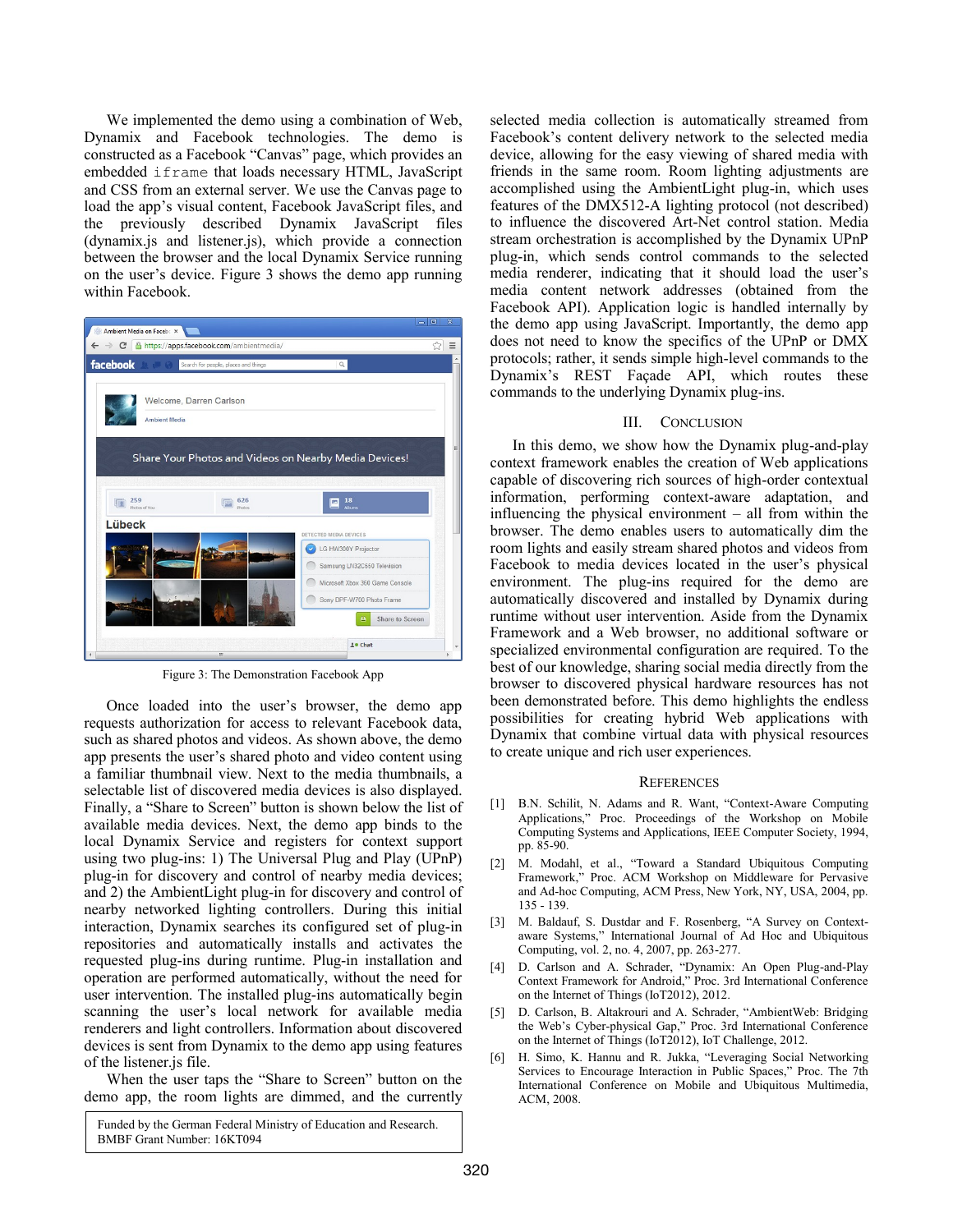We implemented the demo using a combination of Web, Dynamix and Facebook technologies. The demo is constructed as a Facebook "Canvas" page, which provides an embedded `iframe` that loads necessary HTML, JavaScript and CSS from an external server. We use the Canvas page to load the app's visual content, Facebook JavaScript files, and the previously described Dynamix JavaScript files (dynamix.js and listener.js), which provide a connection between the browser and the local Dynamix Service running on the user's device. Figure 3 shows the demo app running within Facebook.

Figure 3: The Demonstration Facebook App

Once loaded into the user's browser, the demo app requests authorization for access to relevant Facebook data, such as shared photos and videos. As shown above, the demo app presents the user's shared photo and video content using a familiar thumbnail view. Next to the media thumbnails, a selectable list of discovered media devices is also displayed. Finally, a "Share to Screen" button is shown below the list of available media devices. Next, the demo app binds to the local Dynamix Service and registers for context support using two plug-ins: 1) The Universal Plug and Play (UPnP) plug-in for discovery and control of nearby media devices; and 2) the AmbientLight plug-in for discovery and control of nearby networked lighting controllers. During this initial interaction, Dynamix searches its configured set of plug-in repositories and automatically installs and activates the requested plug-ins during runtime. Plug-in installation and operation are performed automatically, without the need for user intervention. The installed plug-ins automatically begin scanning the user's local network for available media renderers and light controllers. Information about discovered devices is sent from Dynamix to the demo app using features of the listener.js file.

When the user taps the "Share to Screen" button on the demo app, the room lights are dimmed, and the currently selected media collection is automatically streamed from Facebook's content delivery network to the selected media device, allowing for the easy viewing of shared media with friends in the same room. Room lighting adjustments are accomplished using the AmbientLight plug-in, which uses features of the DMX512-A lighting protocol (not described) to influence the discovered Art-Net control station. Media stream orchestration is accomplished by the Dynamix UPnP plug-in, which sends control commands to the selected media renderer, indicating that it should load the user's media content network addresses (obtained from the Facebook API). Application logic is handled internally by the demo app using JavaScript. Importantly, the demo app does not need to know the specifics of the UPnP or DMX protocols; rather, it sends simple high-level commands to the Dynamix's REST Façade API, which routes these commands to the underlying Dynamix plug-ins.

## III. Conclusion

In this demo, we show how the Dynamix plug-and-play context framework enables the creation of Web applications capable of discovering rich sources of high-order contextual information, performing context-aware adaptation, and influencing the physical environment – all from within the browser. The demo enables users to automatically dim the room lights and easily stream shared photos and videos from Facebook to media devices located in the user's physical environment. The plug-ins required for the demo are automatically discovered and installed by Dynamix during runtime without user intervention. Aside from the Dynamix Framework and a Web browser, no additional software or specialized environmental configuration are required. To the best of our knowledge, sharing social media directly from the browser to discovered physical hardware resources has not been demonstrated before. This demo highlights the endless possibilities for creating hybrid Web applications with Dynamix that combine virtual data with physical resources to create unique and rich user experiences.

## References

[1] B.N. Schilit, N. Adams and R. Want, "Context-Aware Computing Applications," Proc. Proceedings of the Workshop on Mobile Computing Systems and Applications, IEEE Computer Society, 1994, pp. 85-90.

[2] M. Modahl, et al., "Toward a Standard Ubiquitous Computing Framework," Proc. ACM Workshop on Middleware for Pervasive and Ad-hoc Computing, ACM Press, New York, NY, USA, 2004, pp. 135 - 139.

[3] M. Baldauf, S. Dustdar and F. Rosenberg, "A Survey on Context-aware Systems," International Journal of Ad Hoc and Ubiquitous Computing, vol. 2, no. 4, 2007, pp. 263-277.

[4] D. Carlson and A. Schrader, "Dynamix: An Open Plug-and-Play Context Framework for Android," Proc. 3rd International Conference on the Internet of Things (IoT2012), 2012.

[5] D. Carlson, B. Altakrouri and A. Schrader, "AmbientWeb: Bridging the Web's Cyber-physical Gap," Proc. 3rd International Conference on the Internet of Things (IoT2012), IoT Challenge, 2012.

[6] H. Simo, K. Hannu and R. Jukka, "Leveraging Social Networking Services to Encourage Interaction in Public Spaces," Proc. The 7th International Conference on Mobile and Ubiquitous Multimedia, ACM, 2008.

Funded by the German Federal Ministry of Education and Research. BMBF Grant Number: 16KT094